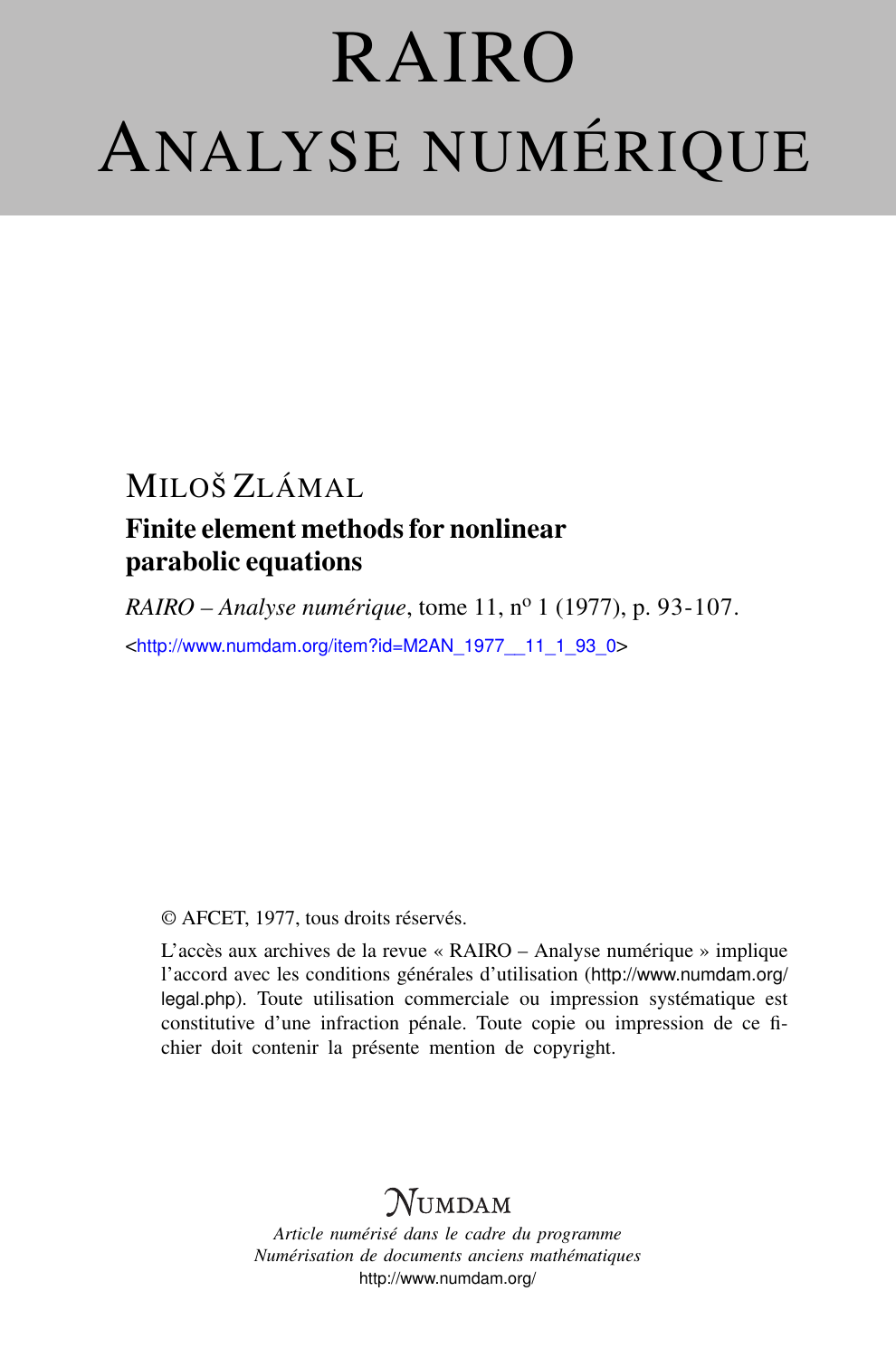# RAIRO
# ANALYSE NUMÉRIQUE

MILOŠ ZLÁMAL

## Finite element methods for nonlinear parabolic equations

*RAIRO – Analyse numérique*, tome 11, nº 1 (1977), p. 93-107.

<http://www.numdam.org/item?id=M2AN_1977__11_1_93_0>

© AFCET, 1977, tous droits réservés.

L'accès aux archives de la revue « RAIRO – Analyse numérique » implique l'accord avec les conditions générales d'utilisation (http://www.numdam.org/legal.php). Toute utilisation commerciale ou impression systématique est constitutive d'une infraction pénale. Toute copie ou impression de ce fichier doit contenir la présente mention de copyright.

NUMDAM

*Article numérisé dans le cadre du programme Numérisation de documents anciens mathématiques*
http://www.numdam.org/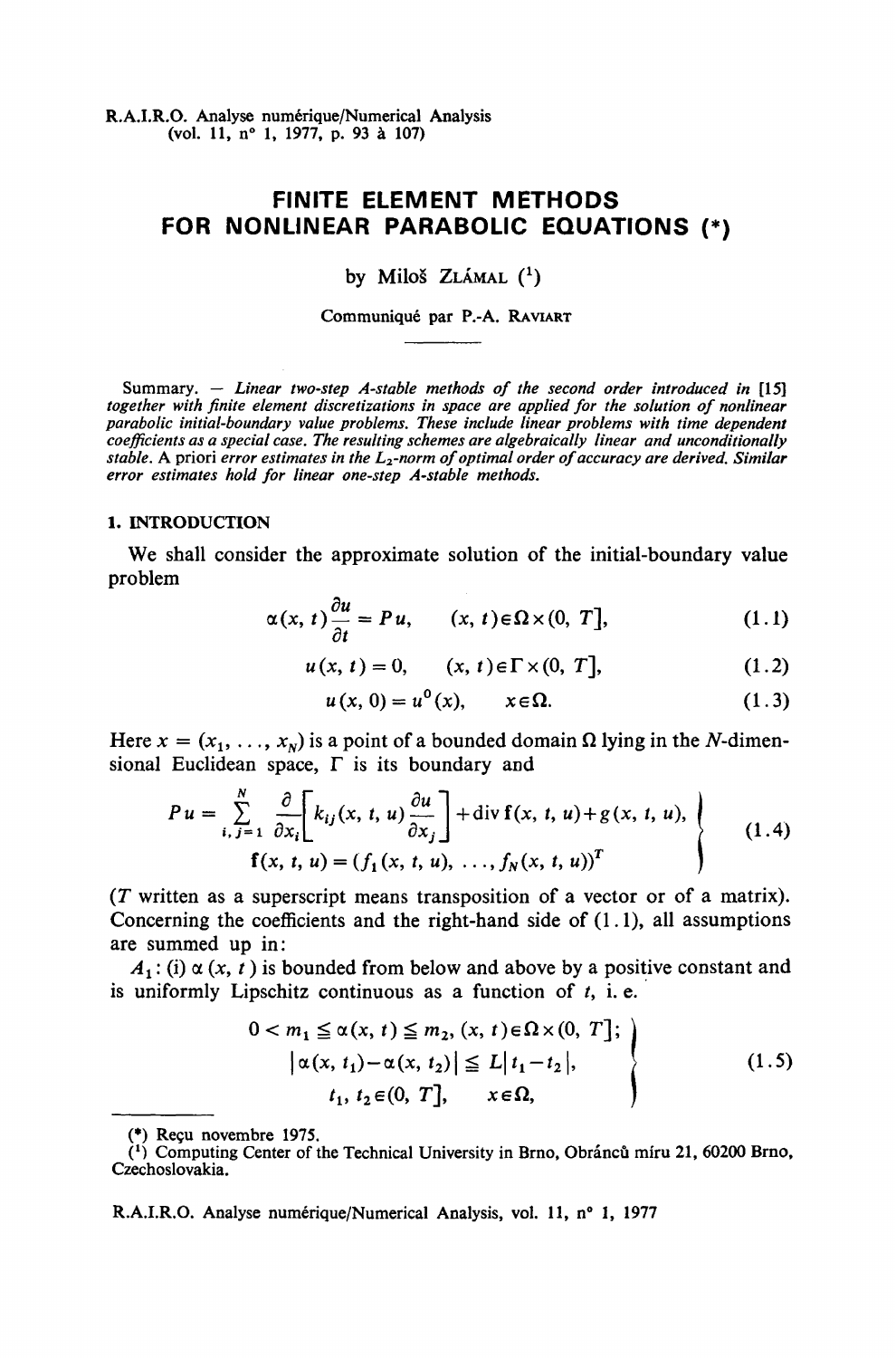# FINITE ELEMENT METHODS FOR NONLINEAR PARABOLIC EQUATIONS (*)

by Miloš ZLÁMAL ([1])

Communiqué par P.-A. RAVIART

Summary. — *Linear two-step A-stable methods of the second order introduced in* [15] *together with finite element discretizations in space are applied for the solution of nonlinear parabolic initial-boundary value problems. These include linear problems with time dependent coefficients as a special case. The resulting schemes are algebraically linear and unconditionally stable. A* priori *error estimates in the $L_2$-norm of optimal order of accuracy are derived. Similar error estimates hold for linear one-step A-stable methods.*

## 1. INTRODUCTION

We shall consider the approximate solution of the initial-boundary value problem

$$\alpha(x, t)\frac{\partial u}{\partial t} = Pu, \qquad (x, t) \in \Omega \times (0, T], \tag{1.1}$$

$$u(x, t) = 0, \qquad (x, t) \in \Gamma \times (0, T], \tag{1.2}$$

$$u(x, 0) = u^0(x), \qquad x \in \Omega. \tag{1.3}$$

Here $x = (x_1, \ldots, x_N)$ is a point of a bounded domain $\Omega$ lying in the $N$-dimensional Euclidean space, $\Gamma$ is its boundary and

$$\left.\begin{aligned} Pu = \sum_{i,j=1}^{N} \frac{\partial}{\partial x_i}\left[k_{ij}(x, t, u)\frac{\partial u}{\partial x_j}\right] + \operatorname{div} \mathbf{f}(x, t, u) + g(x, t, u), \\ \mathbf{f}(x, t, u) = (f_1(x, t, u), \ldots, f_N(x, t, u))^T \end{aligned}\right\} \tag{1.4}$$

($T$ written as a superscript means transposition of a vector or of a matrix). Concerning the coefficients and the right-hand side of (1.1), all assumptions are summed up in:

$A_1$: (i) $\alpha(x, t)$ is bounded from below and above by a positive constant and is uniformly Lipschitz continuous as a function of $t$, i. e.

$$\left.\begin{aligned} 0 < m_1 \leqq \alpha(x, t) \leqq m_2, \ (x, t) \in \Omega \times (0, T]; \\ |\alpha(x, t_1) - \alpha(x, t_2)| \leqq L|t_1 - t_2|, \\ t_1, t_2 \in (0, T], \qquad x \in \Omega, \end{aligned}\right\} \tag{1.5}$$

(*) Reçu novembre 1975.

[1] Computing Center of the Technical University in Brno, Obránců míru 21, 60200 Brno, Czechoslovakia.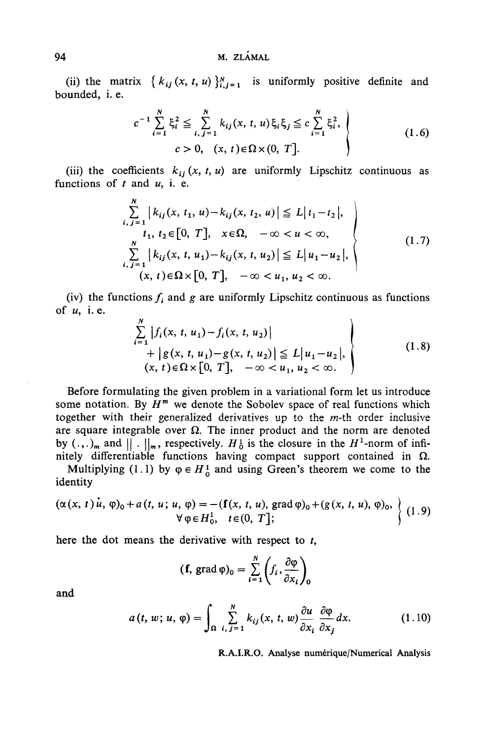(ii) the matrix $\{ k_{ij}(x, t, u) \}_{i,j=1}^{N}$ is uniformly positive definite and bounded, i. e.

$$
\left.
\begin{aligned}
c^{-1} \sum_{i=1}^{N} \xi_i^2 \leqq \sum_{i,j=1}^{N} k_{ij}(x, t, u) \xi_i \xi_j \leqq c \sum_{i=1}^{N} \xi_i^2, \\
c > 0, \quad (x, t) \in \Omega \times (0, T].
\end{aligned}
\right\} \tag{1.6}
$$

(iii) the coefficients $k_{ij}(x, t, u)$ are uniformly Lipschitz continuous as functions of $t$ and $u$, i. e.

$$
\left.
\begin{aligned}
&\sum_{i,j=1}^{N} | k_{ij}(x, t_1, u) - k_{ij}(x, t_2, u) | \leqq L | t_1 - t_2 |, \\
&\qquad t_1, t_2 \in [0, T], \quad x \in \Omega, \quad -\infty < u < \infty, \\
&\sum_{i,j=1}^{N} | k_{ij}(x, t, u_1) - k_{ij}(x, t, u_2) | \leqq L | u_1 - u_2 |, \\
&\qquad (x, t) \in \Omega \times [0, T], \quad -\infty < u_1, u_2 < \infty.
\end{aligned}
\right\} \tag{1.7}
$$

(iv) the functions $f_i$ and $g$ are uniformly Lipschitz continuous as functions of $u$, i. e.

$$
\left.
\begin{aligned}
&\sum_{i=1}^{N} | f_i(x, t, u_1) - f_i(x, t, u_2) | \\
&\qquad + | g(x, t, u_1) - g(x, t, u_2) | \leqq L | u_1 - u_2 |, \\
&(x, t) \in \Omega \times [0, T], \quad -\infty < u_1, u_2 < \infty.
\end{aligned}
\right\} \tag{1.8}
$$

Before formulating the given problem in a variational form let us introduce some notation. By $H^m$ we denote the Sobolev space of real functions which together with their generalized derivatives up to the $m$-th order inclusive are square integrable over $\Omega$. The inner product and the norm are denoted by $(.,.)_m$ and $\| \, . \, \|_m$, respectively. $H_0^1$ is the closure in the $H^1$-norm of infinitely differentiable functions having compact support contained in $\Omega$.

Multiplying (1.1) by $\varphi \in H_0^1$ and using Green's theorem we come to the identity

$$
\left.
\begin{aligned}
(\alpha(x, t) \dot{u}, \varphi)_0 + a(t, u; u, \varphi) = -(\mathbf{f}(x, t, u), \operatorname{grad} \varphi)_0 + (g(x, t, u), \varphi)_0, \\
\forall \varphi \in H_0^1, \quad t \in (0, T];
\end{aligned}
\right\} \tag{1.9}
$$

here the dot means the derivative with respect to $t$,

$$
(\mathbf{f}, \operatorname{grad} \varphi)_0 = \sum_{i=1}^{N} \left( f_i, \frac{\partial \varphi}{\partial x_i} \right)_0
$$

and

$$
a(t, w; u, \varphi) = \int_{\Omega} \sum_{i,j=1}^{N} k_{ij}(x, t, w) \frac{\partial u}{\partial x_i} \frac{\partial \varphi}{\partial x_j} dx. \tag{1.10}
$$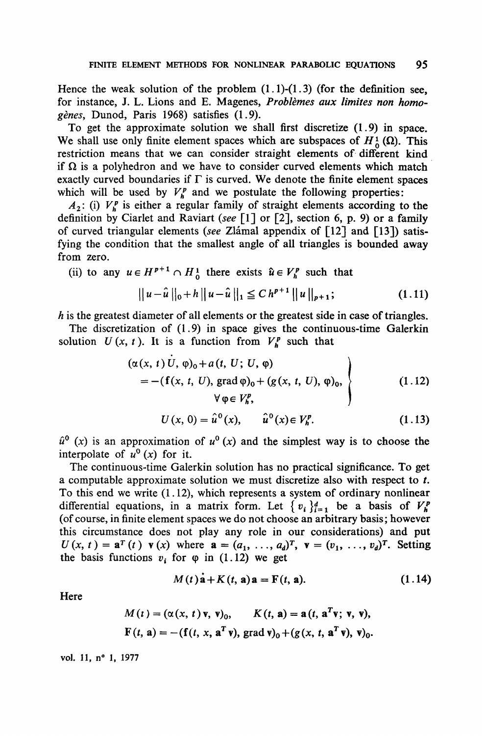Hence the weak solution of the problem (1.1)-(1.3) (for the definition see, for instance, J. L. Lions and E. Magenes, *Problèmes aux limites non homogènes*, Dunod, Paris 1968) satisfies (1.9).

To get the approximate solution we shall first discretize (1.9) in space. We shall use only finite element spaces which are subspaces of $H_0^1(\Omega)$. This restriction means that we can consider straight elements of different kind if $\Omega$ is a polyhedron and we have to consider curved elements which match exactly curved boundaries if $\Gamma$ is curved. We denote the finite element spaces which will be used by $V_h^p$ and we postulate the following properties:

$A_2$: (i) $V_h^p$ is either a regular family of straight elements according to the definition by Ciarlet and Raviart (*see* [1] or [2], section 6, p. 9) or a family of curved triangular elements (*see* Zlámal appendix of [12] and [13]) satisfying the condition that the smallest angle of all triangles is bounded away from zero.

(ii) to any $u \in H^{p+1} \cap H_0^1$ there exists $\hat{u} \in V_h^p$ such that

$$\| u - \hat{u} \|_0 + h \| u - \hat{u} \|_1 \leqq C h^{p+1} \| u \|_{p+1}; \tag{1.11}$$

$h$ is the greatest diameter of all elements or the greatest side in case of triangles.

The discretization of (1.9) in space gives the continuous-time Galerkin solution $U(x, t)$. It is a function from $V_h^p$ such that

$$\left.\begin{aligned}
&(\alpha(x, t)\dot{U}, \varphi)_0 + a(t, U; U, \varphi) \\
&\quad = -(\mathbf{f}(x, t, U), \operatorname{grad} \varphi)_0 + (g(x, t, U), \varphi)_0, \\
&\qquad\qquad \forall \varphi \in V_h^p,
\end{aligned}\right\} \tag{1.12}$$

$$U(x, 0) = \hat{u}^0(x), \qquad \hat{u}^0(x) \in V_h^p. \tag{1.13}$$

$\hat{u}^0(x)$ is an approximation of $u^0(x)$ and the simplest way is to choose the interpolate of $u^0(x)$ for it.

The continuous-time Galerkin solution has no practical significance. To get a computable approximate solution we must discretize also with respect to $t$. To this end we write (1.12), which represents a system of ordinary nonlinear differential equations, in a matrix form. Let $\{v_i\}_{i=1}^d$ be a basis of $V_h^p$ (of course, in finite element spaces we do not choose an arbitrary basis; however this circumstance does not play any role in our considerations) and put $U(x, t) = \mathbf{a}^T(t)\, \mathbf{v}(x)$ where $\mathbf{a} = (a_1, \ldots, a_d)^T$, $\mathbf{v} = (v_1, \ldots, v_d)^T$. Setting the basis functions $v_i$ for $\varphi$ in (1.12) we get

$$M(t)\dot{\mathbf{a}} + K(t, \mathbf{a})\mathbf{a} = \mathbf{F}(t, \mathbf{a}). \tag{1.14}$$

Here

$$M(t) = (\alpha(x, t)\mathbf{v}, \mathbf{v})_0, \qquad K(t, \mathbf{a}) = a(t, \mathbf{a}^T\mathbf{v}; \mathbf{v}, \mathbf{v}),$$

$$\mathbf{F}(t, \mathbf{a}) = -(\mathbf{f}(t, x, \mathbf{a}^T\mathbf{v}), \operatorname{grad} \mathbf{v})_0 + (g(x, t, \mathbf{a}^T\mathbf{v}), \mathbf{v})_0.$$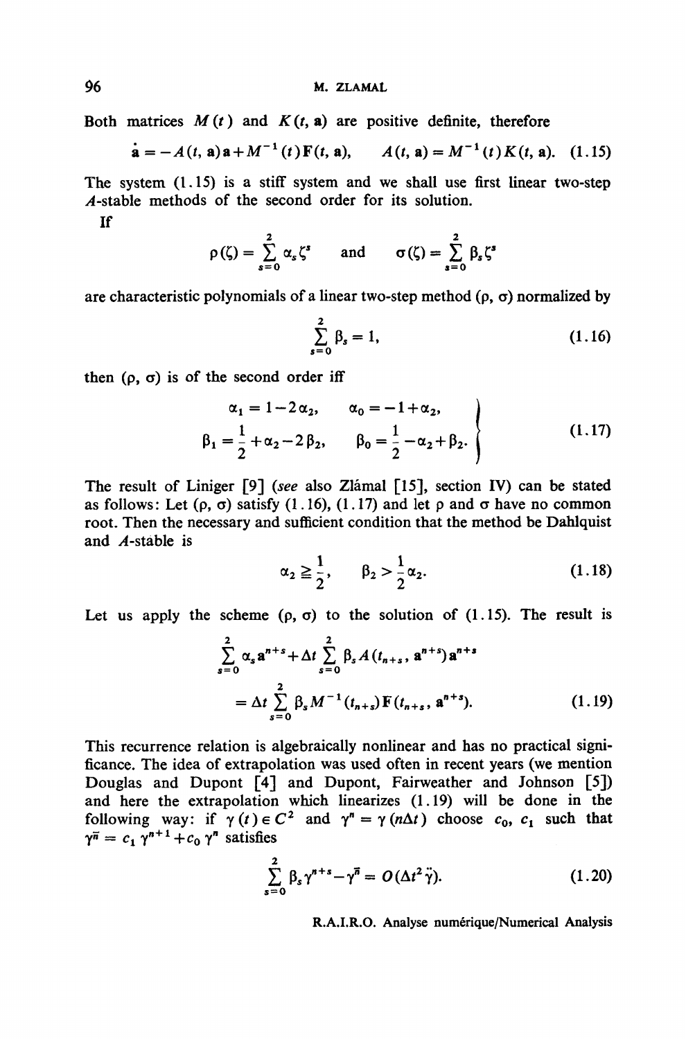Both matrices $M(t)$ and $K(t, \mathbf{a})$ are positive definite, therefore

$$\dot{\mathbf{a}} = -A(t, \mathbf{a})\mathbf{a} + M^{-1}(t)\mathbf{F}(t, \mathbf{a}), \qquad A(t, \mathbf{a}) = M^{-1}(t)K(t, \mathbf{a}). \quad (1.15)$$

The system (1.15) is a stiff system and we shall use first linear two-step $A$-stable methods of the second order for its solution.

If

$$\rho(\zeta) = \sum_{s=0}^{2} \alpha_s \zeta^s \quad \text{and} \quad \sigma(\zeta) = \sum_{s=0}^{2} \beta_s \zeta^s$$

are characteristic polynomials of a linear two-step method $(\rho, \sigma)$ normalized by

$$\sum_{s=0}^{2} \beta_s = 1, \quad (1.16)$$

then $(\rho, \sigma)$ is of the second order iff

$$\left.\begin{aligned} \alpha_1 &= 1 - 2\alpha_2, & \alpha_0 &= -1 + \alpha_2, \\ \beta_1 &= \frac{1}{2} + \alpha_2 - 2\beta_2, & \beta_0 &= \frac{1}{2} - \alpha_2 + \beta_2. \end{aligned}\right\} \quad (1.17)$$

The result of Liniger [9] (*see* also Zlámal [15], section IV) can be stated as follows: Let $(\rho, \sigma)$ satisfy (1.16), (1.17) and let $\rho$ and $\sigma$ have no common root. Then the necessary and sufficient condition that the method be Dahlquist and $A$-stable is

$$\alpha_2 \geqq \frac{1}{2}, \qquad \beta_2 > \frac{1}{2}\alpha_2. \quad (1.18)$$

Let us apply the scheme $(\rho, \sigma)$ to the solution of (1.15). The result is

$$\sum_{s=0}^{2} \alpha_s \mathbf{a}^{n+s} + \Delta t \sum_{s=0}^{2} \beta_s A(t_{n+s}, \mathbf{a}^{n+s})\mathbf{a}^{n+s}$$
$$= \Delta t \sum_{s=0}^{2} \beta_s M^{-1}(t_{n+s})\mathbf{F}(t_{n+s}, \mathbf{a}^{n+s}). \quad (1.19)$$

This recurrence relation is algebraically nonlinear and has no practical significance. The idea of extrapolation was used often in recent years (we mention Douglas and Dupont [4] and Dupont, Fairweather and Johnson [5]) and here the extrapolation which linearizes (1.19) will be done in the following way: if $\gamma(t) \in C^2$ and $\gamma^n = \gamma(n\Delta t)$ choose $c_0$, $c_1$ such that $\gamma^{\bar{n}} = c_1 \gamma^{n+1} + c_0 \gamma^n$ satisfies

$$\sum_{s=0}^{2} \beta_s \gamma^{n+s} - \gamma^{\bar{n}} = O(\Delta t^2 \ddot{\gamma}). \quad (1.20)$$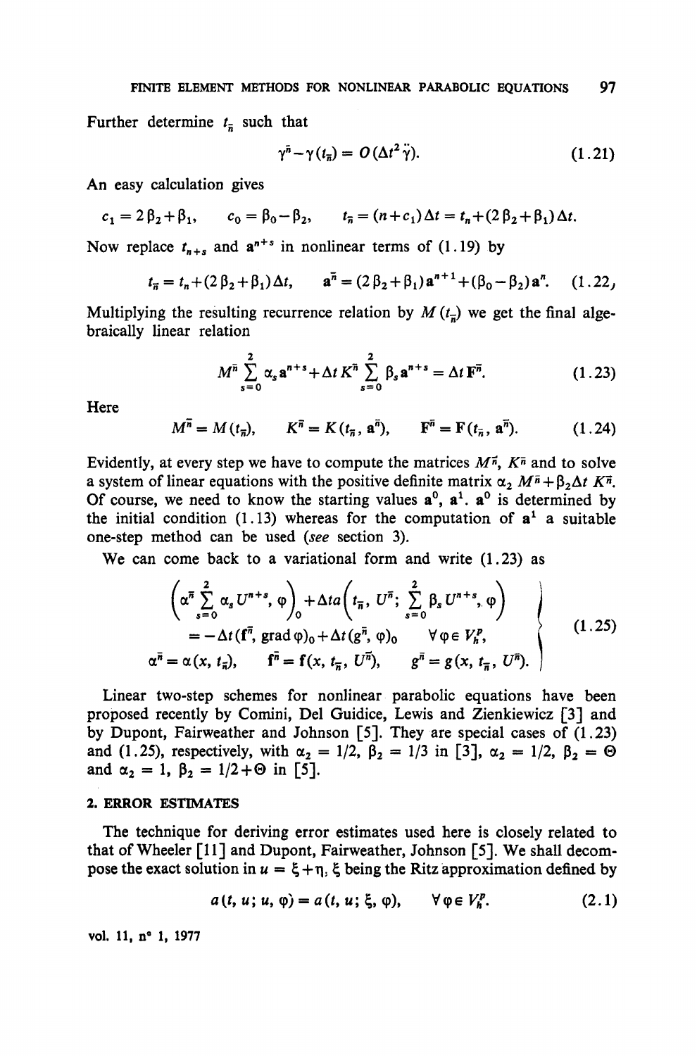Further determine $t_{\bar{n}}$ such that

$$\gamma^{\bar{n}} - \gamma(t_{\bar{n}}) = O(\Delta t^2 \ddot{\gamma}). \tag{1.21}$$

An easy calculation gives

$$c_1 = 2\beta_2 + \beta_1, \qquad c_0 = \beta_0 - \beta_2, \qquad t_{\bar{n}} = (n + c_1)\Delta t = t_n + (2\beta_2 + \beta_1)\Delta t.$$

Now replace $t_{n+s}$ and $\mathbf{a}^{n+s}$ in nonlinear terms of (1.19) by

$$t_{\bar{n}} = t_n + (2\beta_2 + \beta_1)\Delta t, \qquad \mathbf{a}^{\bar{n}} = (2\beta_2 + \beta_1)\mathbf{a}^{n+1} + (\beta_0 - \beta_2)\mathbf{a}^n. \tag{1.22}$$

Multiplying the resulting recurrence relation by $M(t_{\bar{n}})$ we get the final algebraically linear relation

$$M^{\bar{n}} \sum_{s=0}^{2} \alpha_s \mathbf{a}^{n+s} + \Delta t\, K^{\bar{n}} \sum_{s=0}^{2} \beta_s \mathbf{a}^{n+s} = \Delta t\, \mathbf{F}^{\bar{n}}. \tag{1.23}$$

Here

$$M^{\bar{n}} = M(t_{\bar{n}}), \qquad K^{\bar{n}} = K(t_{\bar{n}}, \mathbf{a}^{\bar{n}}), \qquad \mathbf{F}^{\bar{n}} = \mathbf{F}(t_{\bar{n}}, \mathbf{a}^{\bar{n}}). \tag{1.24}$$

Evidently, at every step we have to compute the matrices $M^{\bar{n}}$, $K^{\bar{n}}$ and to solve a system of linear equations with the positive definite matrix $\alpha_2 M^{\bar{n}} + \beta_2 \Delta t\, K^{\bar{n}}$. Of course, we need to know the starting values $\mathbf{a}^0$, $\mathbf{a}^1$. $\mathbf{a}^0$ is determined by the initial condition (1.13) whereas for the computation of $\mathbf{a}^1$ a suitable one-step method can be used (*see* section 3).

We can come back to a variational form and write (1.23) as

$$\left.\begin{aligned}
&\left(\alpha^{\bar{n}} \sum_{s=0}^{2} \alpha_s U^{n+s}, \varphi\right)_0 + \Delta t\, a\left(t_{\bar{n}}, U^{\bar{n}}; \sum_{s=0}^{2} \beta_s U^{n+s}, \varphi\right) \\
&\quad = -\Delta t (\mathbf{f}^{\bar{n}}, \operatorname{grad} \varphi)_0 + \Delta t (g^{\bar{n}}, \varphi)_0 \qquad \forall \varphi \in V_h^p, \\
&\alpha^{\bar{n}} = \alpha(x, t_{\bar{n}}), \qquad \mathbf{f}^{\bar{n}} = \mathbf{f}(x, t_{\bar{n}}, U^{\bar{n}}), \qquad g^{\bar{n}} = g(x, t_{\bar{n}}, U^{\bar{n}}).
\end{aligned}\right\} \tag{1.25}$$

Linear two-step schemes for nonlinear parabolic equations have been proposed recently by Comini, Del Guidice, Lewis and Zienkiewicz [3] and by Dupont, Fairweather and Johnson [5]. They are special cases of (1.23) and (1.25), respectively, with $\alpha_2 = 1/2$, $\beta_2 = 1/3$ in [3], $\alpha_2 = 1/2$, $\beta_2 = \Theta$ and $\alpha_2 = 1$, $\beta_2 = 1/2 + \Theta$ in [5].

## 2. ERROR ESTIMATES

The technique for deriving error estimates used here is closely related to that of Wheeler [11] and Dupont, Fairweather, Johnson [5]. We shall decompose the exact solution in $u = \xi + \eta$, $\xi$ being the Ritz approximation defined by

$$a(t, u; u, \varphi) = a(t, u; \xi, \varphi), \qquad \forall \varphi \in V_h^p. \tag{2.1}$$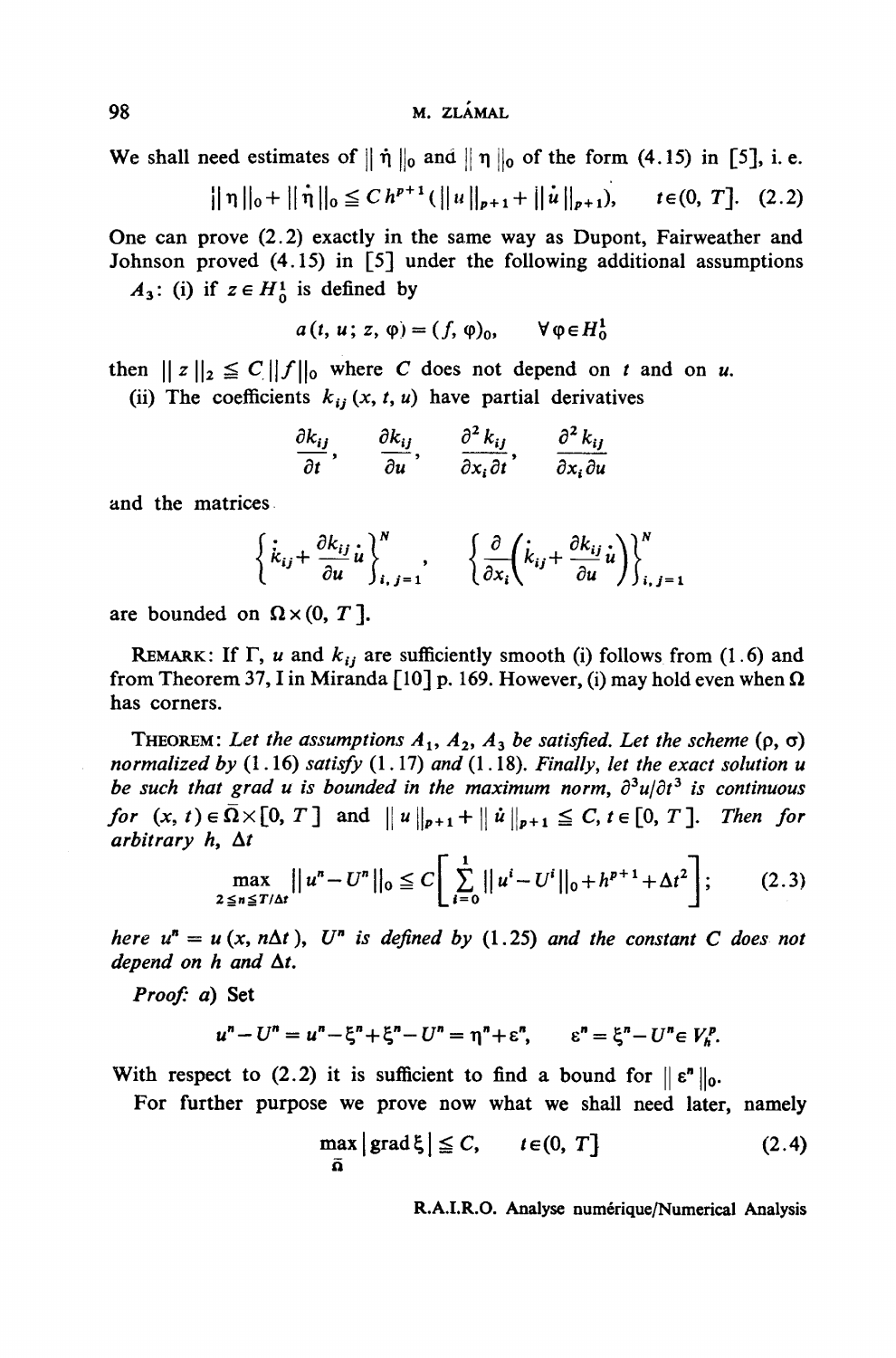We shall need estimates of $\|\dot{\eta}\|_0$ and $\|\eta\|_0$ of the form (4.15) in [5], i. e.

$$\|\eta\|_0 + \|\dot{\eta}\|_0 \leq C h^{p+1}(\|u\|_{p+1} + \|\dot{u}\|_{p+1}), \qquad t \in (0, T]. \quad (2.2)$$

One can prove (2.2) exactly in the same way as Dupont, Fairweather and Johnson proved (4.15) in [5] under the following additional assumptions

$A_3$: (i) if $z \in H_0^1$ is defined by

$$a(t, u; z, \varphi) = (f, \varphi)_0, \qquad \forall \varphi \in H_0^1$$

then $\|z\|_2 \leq C\|f\|_0$ where $C$ does not depend on $t$ and on $u$.

(ii) The coefficients $k_{ij}(x, t, u)$ have partial derivatives

$$\frac{\partial k_{ij}}{\partial t}, \quad \frac{\partial k_{ij}}{\partial u}, \quad \frac{\partial^2 k_{ij}}{\partial x_i \partial t}, \quad \frac{\partial^2 k_{ij}}{\partial x_i \partial u}$$

and the matrices

$$\left\{\dot{k}_{ij} + \frac{\partial k_{ij}}{\partial u}\dot{u}\right\}_{i,j=1}^{N}, \quad \left\{\frac{\partial}{\partial x_i}\left(\dot{k}_{ij} + \frac{\partial k_{ij}}{\partial u}\dot{u}\right)\right\}_{i,j=1}^{N}$$

are bounded on $\Omega \times (0, T]$.

REMARK: If $\Gamma$, $u$ and $k_{ij}$ are sufficiently smooth (i) follows from (1.6) and from Theorem 37, I in Miranda [10] p. 169. However, (i) may hold even when $\Omega$ has corners.

THEOREM: *Let the assumptions $A_1$, $A_2$, $A_3$ be satisfied. Let the scheme $(\rho, \sigma)$ normalized by (1.16) satisfy (1.17) and (1.18). Finally, let the exact solution $u$ be such that grad $u$ is bounded in the maximum norm, $\partial^3 u/\partial t^3$ is continuous for $(x, t) \in \bar{\Omega} \times [0, T]$ and $\|u\|_{p+1} + \|\dot{u}\|_{p+1} \leq C$, $t \in [0, T]$. Then for arbitrary $h$, $\Delta t$*

$$\max_{2 \leq n \leq T/\Delta t} \|u^n - U^n\|_0 \leq C\left[\sum_{i=0}^{1} \|u^i - U^i\|_0 + h^{p+1} + \Delta t^2\right]; \quad (2.3)$$

*here $u^n = u(x, n\Delta t)$, $U^n$ is defined by (1.25) and the constant $C$ does not depend on $h$ and $\Delta t$.*

*Proof:* a) Set

$$u^n - U^n = u^n - \xi^n + \xi^n - U^n = \eta^n + \varepsilon^n, \qquad \varepsilon^n = \xi^n - U^n \in V_h^p.$$

With respect to (2.2) it is sufficient to find a bound for $\|\varepsilon^n\|_0$.

For further purpose we prove now what we shall need later, namely

$$\max_{\bar{\Omega}} |\text{grad}\, \xi| \leq C, \qquad t \in (0, T] \quad (2.4)$$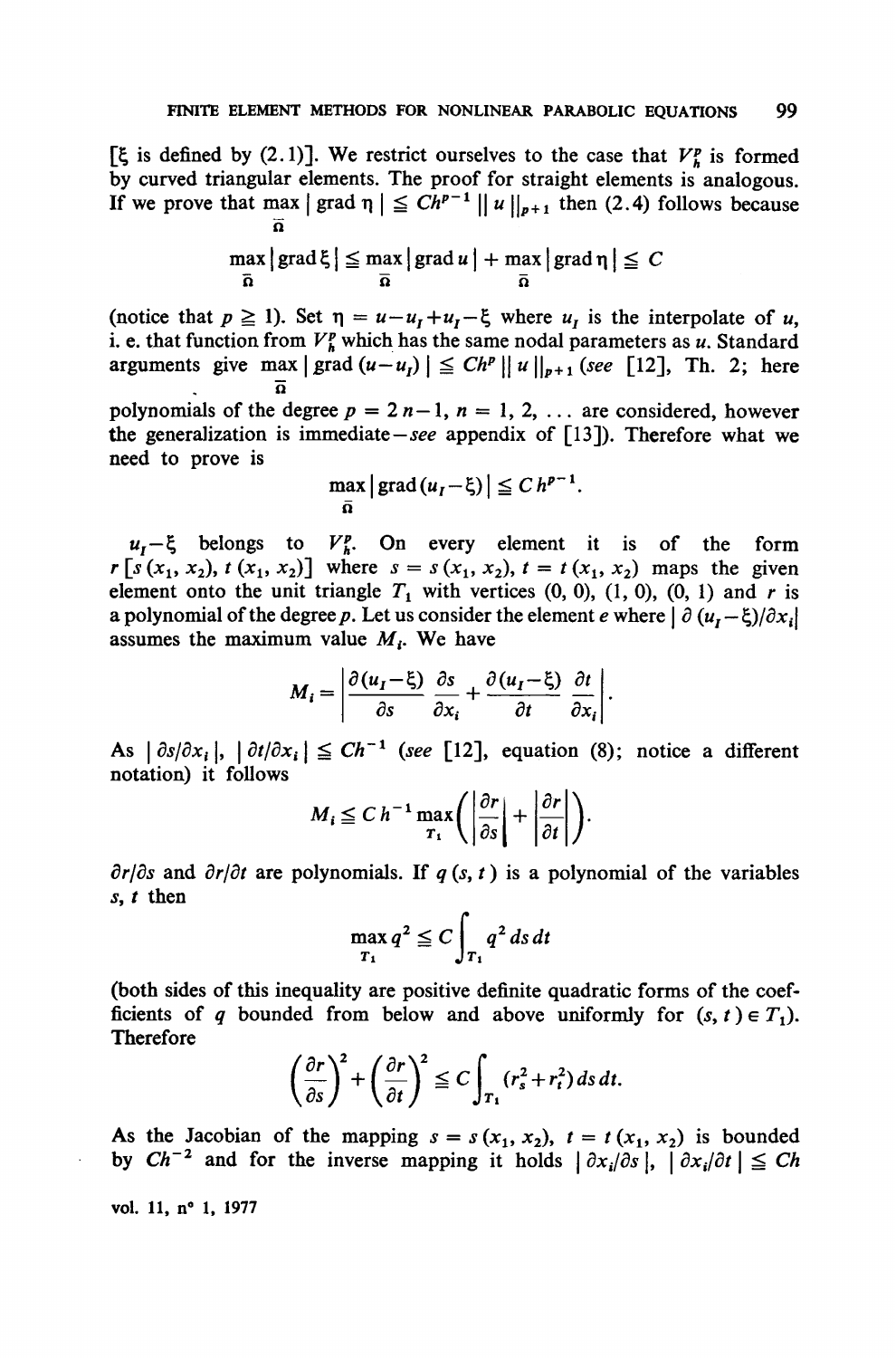[$\xi$ is defined by (2.1)]. We restrict ourselves to the case that $V_h^p$ is formed by curved triangular elements. The proof for straight elements is analogous. If we prove that $\max_{\bar{\Omega}} |\operatorname{grad} \eta| \leq Ch^{p-1} \|u\|_{p+1}$ then (2.4) follows because

$$\max_{\bar{\Omega}} |\operatorname{grad} \xi| \leq \max_{\bar{\Omega}} |\operatorname{grad} u| + \max_{\bar{\Omega}} |\operatorname{grad} \eta| \leq C$$

(notice that $p \geq 1$). Set $\eta = u - u_I + u_I - \xi$ where $u_I$ is the interpolate of $u$, i. e. that function from $V_h^p$ which has the same nodal parameters as $u$. Standard arguments give $\max_{\bar{\Omega}} |\operatorname{grad}(u - u_I)| \leq Ch^p \|u\|_{p+1}$ (*see* [12], Th. 2; here polynomials of the degree $p = 2n - 1$, $n = 1, 2, \ldots$ are considered, however the generalization is immediate—*see* appendix of [13]). Therefore what we need to prove is

$$\max_{\bar{\Omega}} |\operatorname{grad}(u_I - \xi)| \leq C h^{p-1}.$$

$u_I - \xi$ belongs to $V_h^p$. On every element it is of the form $r[s(x_1, x_2), t(x_1, x_2)]$ where $s = s(x_1, x_2)$, $t = t(x_1, x_2)$ maps the given element onto the unit triangle $T_1$ with vertices (0, 0), (1, 0), (0, 1) and $r$ is a polynomial of the degree $p$. Let us consider the element $e$ where $|\partial(u_I - \xi)/\partial x_i|$ assumes the maximum value $M_i$. We have

$$M_i = \left| \frac{\partial(u_I - \xi)}{\partial s} \frac{\partial s}{\partial x_i} + \frac{\partial(u_I - \xi)}{\partial t} \frac{\partial t}{\partial x_i} \right|.$$

As $|\partial s/\partial x_i|$, $|\partial t/\partial x_i| \leq Ch^{-1}$ (*see* [12], equation (8); notice a different notation) it follows

$$M_i \leq C h^{-1} \max_{T_1} \left( \left| \frac{\partial r}{\partial s} \right| + \left| \frac{\partial r}{\partial t} \right| \right).$$

$\partial r/\partial s$ and $\partial r/\partial t$ are polynomials. If $q(s, t)$ is a polynomial of the variables $s$, $t$ then

$$\max_{T_1} q^2 \leq C \int_{T_1} q^2 \, ds \, dt$$

(both sides of this inequality are positive definite quadratic forms of the coefficients of $q$ bounded from below and above uniformly for $(s, t) \in T_1$). Therefore

$$\left( \frac{\partial r}{\partial s} \right)^2 + \left( \frac{\partial r}{\partial t} \right)^2 \leq C \int_{T_1} (r_s^2 + r_t^2) \, ds \, dt.$$

As the Jacobian of the mapping $s = s(x_1, x_2)$, $t = t(x_1, x_2)$ is bounded by $Ch^{-2}$ and for the inverse mapping it holds $|\partial x_i/\partial s|$, $|\partial x_i/\partial t| \leq Ch$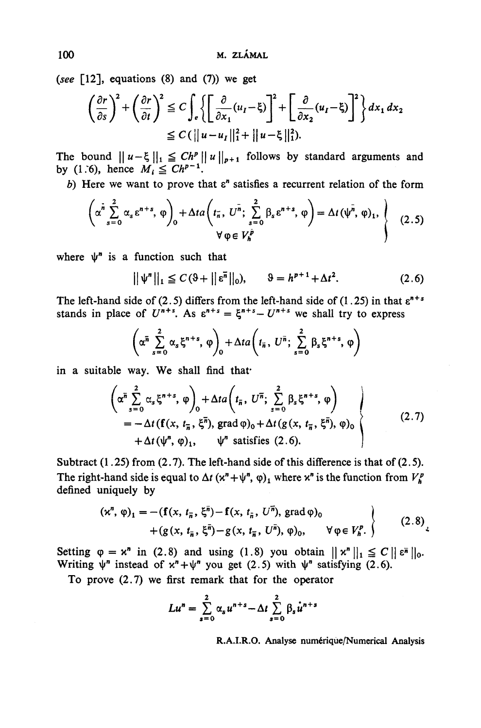(*see* [12], equations (8) and (7)) we get

$$\left(\frac{\partial r}{\partial s}\right)^2 + \left(\frac{\partial r}{\partial t}\right)^2 \leqq C \int_e \left\{ \left[ \frac{\partial}{\partial x_1}(u_I - \xi) \right]^2 + \left[ \frac{\partial}{\partial x_2}(u_I - \xi) \right]^2 \right\} dx_1 \, dx_2$$

$$\leqq C(\| u - u_I \|_1^2 + \| u - \xi \|_1^2).$$

The bound $\| u - \xi \|_1 \leqq Ch^p \| u \|_{p+1}$ follows by standard arguments and by (1.76), hence $M_i \leqq Ch^{p-1}$.

*b*) Here we want to prove that $\varepsilon^n$ satisfies a recurrent relation of the form

$$\left. \begin{aligned} \left( \alpha^{\bar{n}} \sum_{s=0}^{2} \alpha_s \varepsilon^{n+s}, \varphi \right)_0 + \Delta t a \left( t_{\bar{n}}, U^{\bar{n}}; \sum_{s=0}^{2} \beta_s \varepsilon^{n+s}, \varphi \right) = \Delta t (\psi^{\bar{n}}, \varphi)_1, \\ \forall \varphi \in V_h^p \end{aligned} \right\} \quad (2.5)$$

where $\psi^n$ is a function such that

$$\| \psi^n \|_1 \leqq C(\vartheta + \| \varepsilon^{\bar{n}} \|_0), \qquad \vartheta = h^{p+1} + \Delta t^2. \quad (2.6)$$

The left-hand side of (2.5) differs from the left-hand side of (1.25) in that $\varepsilon^{n+s}$ stands in place of $U^{n+s}$. As $\varepsilon^{n+s} = \xi^{n+s} - U^{n+s}$ we shall try to express

$$\left( \alpha^{\bar{n}} \sum_{s=0}^{2} \alpha_s \xi^{n+s}, \varphi \right)_0 + \Delta t a \left( t_{\bar{n}}, U^{\bar{n}}; \sum_{s=0}^{2} \beta_s \xi^{n+s}, \varphi \right)$$

in a suitable way. We shall find that

$$\left. \begin{aligned} &\left( \alpha^{\bar{n}} \sum_{s=0}^{2} \alpha_s \xi^{n+s}, \varphi \right)_0 + \Delta t a \left( t_{\bar{n}}, U^{\bar{n}}; \sum_{s=0}^{2} \beta_s \xi^{n+s}, \varphi \right) \\ &= -\Delta t (\mathbf{f}(x, t_{\bar{n}}, \xi^{\bar{n}}), \operatorname{grad} \varphi)_0 + \Delta t (g(x, t_{\bar{n}}, \xi^{\bar{n}}), \varphi)_0 \\ &\quad + \Delta t (\psi^n, \varphi)_1, \qquad \psi^n \text{ satisfies (2.6).} \end{aligned} \right\} \quad (2.7)$$

Subtract (1.25) from (2.7). The left-hand side of this difference is that of (2.5). The right-hand side is equal to $\Delta t (\varkappa^n + \psi^n, \varphi)_1$ where $\varkappa^n$ is the function from $V_h^p$ defined uniquely by

$$\left. \begin{aligned} (\varkappa^n, \varphi)_1 = &-(\mathbf{f}(x, t_{\bar{n}}, \xi^{\bar{n}}) - \mathbf{f}(x, t_{\bar{n}}, U^{\bar{n}}), \operatorname{grad} \varphi)_0 \\ &+ (g(x, t_{\bar{n}}, \xi^{\bar{n}}) - g(x, t_{\bar{n}}, U^{\bar{n}}), \varphi)_0, \qquad \forall \varphi \in V_h^p. \end{aligned} \right\} \quad (2.8)$$

Setting $\varphi = \varkappa^n$ in (2.8) and using (1.8) you obtain $\| \varkappa^n \|_1 \leqq C \| \varepsilon^{\bar{n}} \|_0$. Writing $\psi^n$ instead of $\varkappa^n + \psi^n$ you get (2.5) with $\psi^n$ satisfying (2.6).

To prove (2.7) we first remark that for the operator

$$Lu^n = \sum_{s=0}^{2} \alpha_s u^{n+s} - \Delta t \sum_{s=0}^{2} \beta_s \dot{u}^{n+s}$$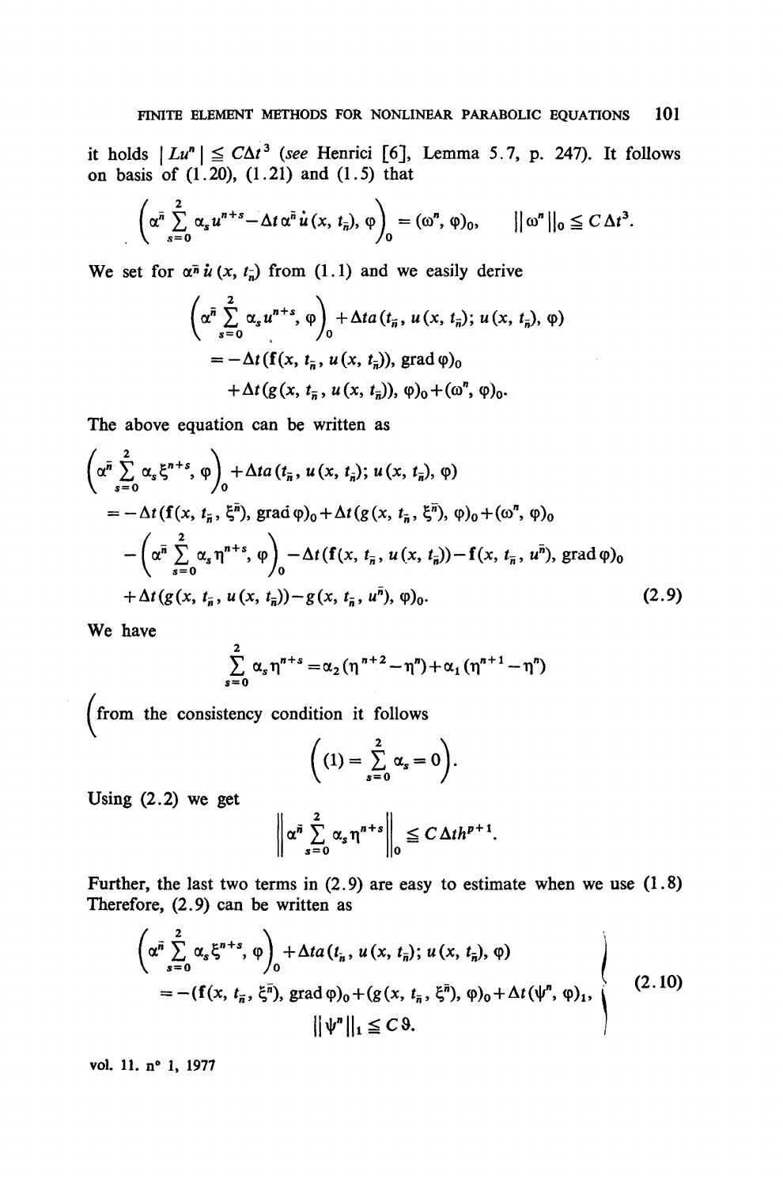it holds $|Lu^n| \leqq C\Delta t^3$ (*see* Henrici [6], Lemma 5.7, p. 247). It follows on basis of (1.20), (1.21) and (1.5) that

$$\left(\alpha^{\bar{n}} \sum_{s=0}^{2} \alpha_s u^{n+s} - \Delta t \, \alpha^{\bar{n}} \dot{u}(x, t_{\bar{n}}), \varphi\right)_0 = (\omega^n, \varphi)_0, \qquad \|\omega^n\|_0 \leqq C\Delta t^3.$$

We set for $\alpha^{\bar{n}} \dot{u}(x, t_{\bar{n}})$ from (1.1) and we easily derive

$$\begin{aligned}
\left(\alpha^{\bar{n}} \sum_{s=0}^{2} \alpha_s u^{n+s}, \varphi\right)_0 &+ \Delta t a(t_{\bar{n}}, u(x, t_{\bar{n}}); u(x, t_{\bar{n}}), \varphi) \\
&= -\Delta t (\mathbf{f}(x, t_{\bar{n}}, u(x, t_{\bar{n}})), \operatorname{grad} \varphi)_0 \\
&\quad + \Delta t (g(x, t_{\bar{n}}, u(x, t_{\bar{n}})), \varphi)_0 + (\omega^n, \varphi)_0.
\end{aligned}$$

The above equation can be written as

$$\begin{aligned}
&\left(\alpha^{\bar{n}} \sum_{s=0}^{2} \alpha_s \xi^{n+s}, \varphi\right)_0 + \Delta t a(t_{\bar{n}}, u(x, t_{\bar{n}}); u(x, t_{\bar{n}}), \varphi) \\
&\quad = -\Delta t (\mathbf{f}(x, t_{\bar{n}}, \xi^{\bar{n}}), \operatorname{grad} \varphi)_0 + \Delta t (g(x, t_{\bar{n}}, \xi^{\bar{n}}), \varphi)_0 + (\omega^n, \varphi)_0 \\
&\quad\quad - \left(\alpha^{\bar{n}} \sum_{s=0}^{2} \alpha_s \eta^{n+s}, \varphi\right)_0 - \Delta t (\mathbf{f}(x, t_{\bar{n}}, u(x, t_{\bar{n}})) - \mathbf{f}(x, t_{\bar{n}}, u^{\bar{n}}), \operatorname{grad} \varphi)_0 \\
&\quad\quad + \Delta t (g(x, t_{\bar{n}}, u(x, t_{\bar{n}})) - g(x, t_{\bar{n}}, u^{\bar{n}}), \varphi)_0.
\end{aligned} \tag{2.9}$$

We have

$$\sum_{s=0}^{2} \alpha_s \eta^{n+s} = \alpha_2 (\eta^{n+2} - \eta^n) + \alpha_1 (\eta^{n+1} - \eta^n)$$

(from the consistency condition it follows

$$\left((1) = \sum_{s=0}^{2} \alpha_s = 0\right).$$

Using (2.2) we get

$$\left\| \alpha^{\bar{n}} \sum_{s=0}^{2} \alpha_s \eta^{n+s} \right\|_0 \leqq C\Delta t h^{p+1}.$$

Further, the last two terms in (2.9) are easy to estimate when we use (1.8) Therefore, (2.9) can be written as

$$\left.\begin{aligned}
&\left(\alpha^{\bar{n}} \sum_{s=0}^{2} \alpha_s \xi^{n+s}, \varphi\right)_0 + \Delta t a(t_{\bar{n}}, u(x, t_{\bar{n}}); u(x, t_{\bar{n}}), \varphi) \\
&\quad = -(\mathbf{f}(x, t_{\bar{n}}, \xi^{\bar{n}}), \operatorname{grad} \varphi)_0 + (g(x, t_{\bar{n}}, \xi^{\bar{n}}), \varphi)_0 + \Delta t (\psi^n, \varphi)_1, \\
&\qquad\qquad \|\psi^n\|_1 \leqq C\vartheta.
\end{aligned}\right\} \tag{2.10}$$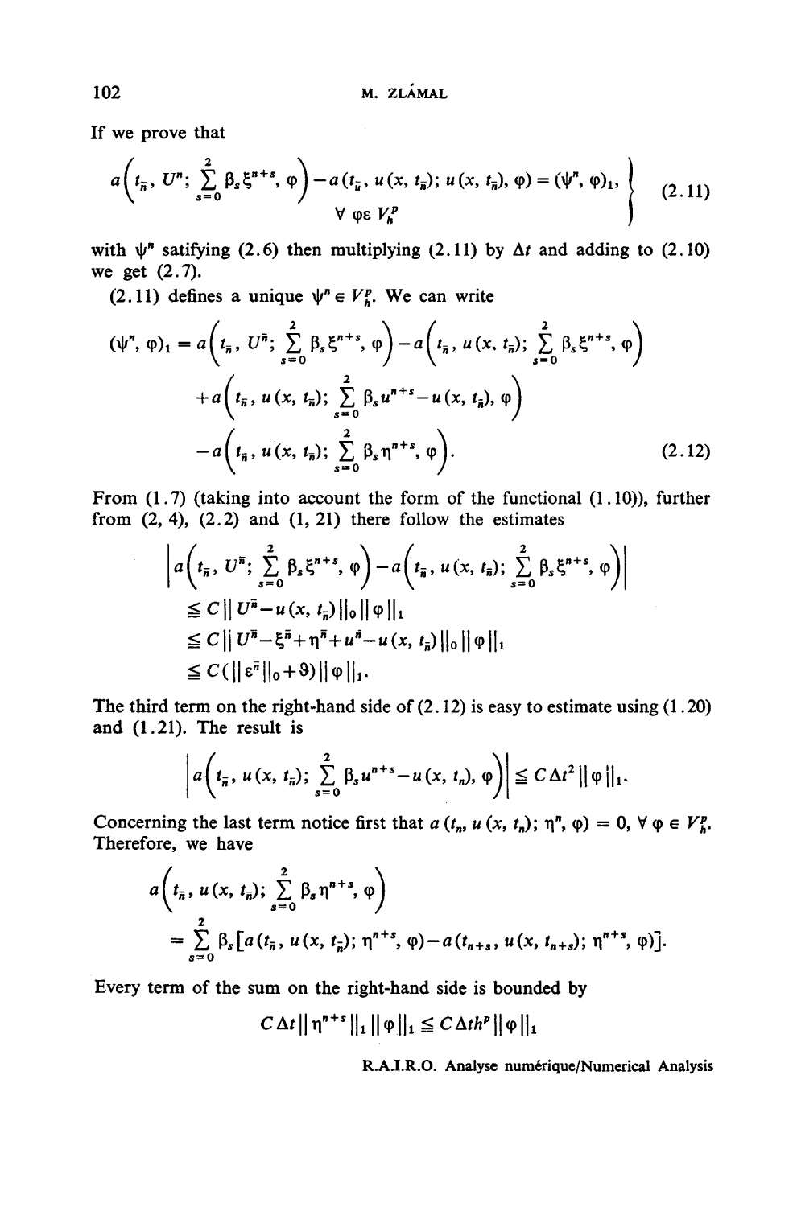If we prove that

$$\left.\begin{aligned} a\left(t_{\bar{n}}, U^{n}; \sum_{s=0}^{2} \beta_{s} \xi^{n+s}, \varphi\right) - a(t_{\bar{u}}, u(x, t_{\bar{n}}); u(x, t_{\bar{n}}), \varphi) = (\psi^{n}, \varphi)_{1}, \\ \forall \varphi \in V_{h}^{p} \end{aligned}\right\} \quad (2.11)$$

with $\psi^n$ satifying (2.6) then multiplying (2.11) by $\Delta t$ and adding to (2.10) we get (2.7).

(2.11) defines a unique $\psi^n \in V_h^p$. We can write

$$\begin{aligned} (\psi^{n}, \varphi)_{1} &= a\left(t_{\bar{n}}, U^{\bar{n}}; \sum_{s=0}^{2} \beta_{s} \xi^{n+s}, \varphi\right) - a\left(t_{\bar{n}}, u(x, t_{\bar{n}}); \sum_{s=0}^{2} \beta_{s} \xi^{n+s}, \varphi\right) \\ &\quad + a\left(t_{\bar{n}}, u(x, t_{\bar{n}}); \sum_{s=0}^{2} \beta_{s} u^{n+s} - u(x, t_{\bar{n}}), \varphi\right) \\ &\quad - a\left(t_{\bar{n}}, u(x, t_{\bar{n}}); \sum_{s=0}^{2} \beta_{s} \eta^{n+s}, \varphi\right). \end{aligned} \quad (2.12)$$

From (1.7) (taking into account the form of the functional (1.10)), further from (2, 4), (2.2) and (1, 21) there follow the estimates

$$\begin{aligned} &\left| a\left(t_{\bar{n}}, U^{\bar{n}}; \sum_{s=0}^{2} \beta_{s} \xi^{n+s}, \varphi\right) - a\left(t_{\bar{n}}, u(x, t_{\bar{n}}); \sum_{s=0}^{2} \beta_{s} \xi^{n+s}, \varphi\right) \right| \\ &\leq C \| U^{\bar{n}} - u(x, t_{\bar{n}}) \|_{0} \| \varphi \|_{1} \\ &\leq C \| U^{\bar{n}} - \xi^{\bar{n}} + \eta^{\bar{n}} + u^{\bar{n}} - u(x, t_{\bar{n}}) \|_{0} \| \varphi \|_{1} \\ &\leq C( \| \varepsilon^{\bar{n}} \|_{0} + \vartheta) \| \varphi \|_{1}. \end{aligned}$$

The third term on the right-hand side of (2.12) is easy to estimate using (1.20) and (1.21). The result is

$$\left| a\left(t_{\bar{n}}, u(x, t_{\bar{n}}); \sum_{s=0}^{2} \beta_{s} u^{n+s} - u(x, t_{n}), \varphi\right) \right| \leq C \Delta t^{2} \| \varphi \|_{1}.$$

Concerning the last term notice first that $a(t_n, u(x, t_n); \eta^n, \varphi) = 0$, $\forall \varphi \in V_h^p$. Therefore, we have

$$\begin{aligned} &a\left(t_{\bar{n}}, u(x, t_{\bar{n}}); \sum_{s=0}^{2} \beta_{s} \eta^{n+s}, \varphi\right) \\ &= \sum_{s=0}^{2} \beta_{s} \left[ a(t_{\bar{n}}, u(x, t_{\bar{n}}); \eta^{n+s}, \varphi) - a(t_{n+s}, u(x, t_{n+s}); \eta^{n+s}, \varphi) \right]. \end{aligned}$$

Every term of the sum on the right-hand side is bounded by

$$C \Delta t \| \eta^{n+s} \|_{1} \| \varphi \|_{1} \leq C \Delta t h^{p} \| \varphi \|_{1}$$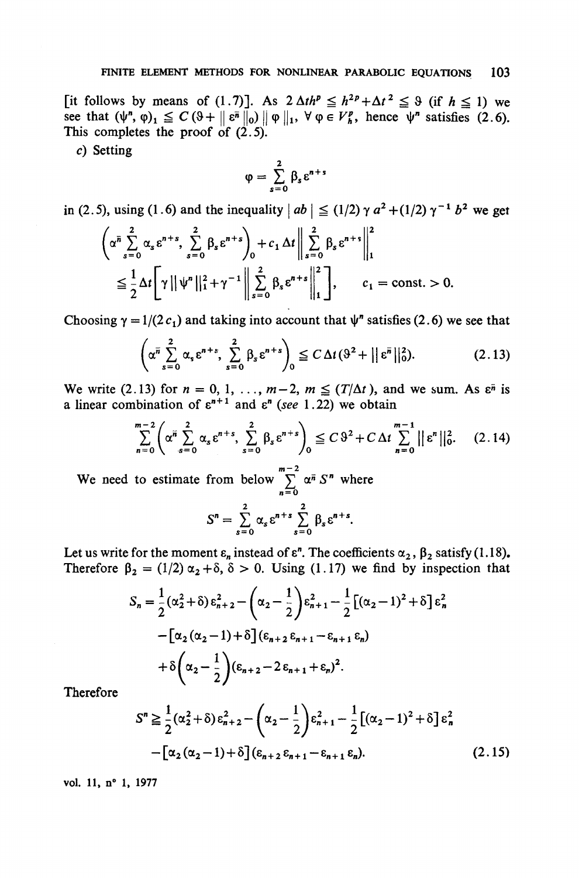[it follows by means of (1.7)]. As $2\,\Delta t h^p \leq h^{2p} + \Delta t^2 \leq \vartheta$ (if $h \leq 1$) we see that $(\psi^n, \varphi)_1 \leq C(\vartheta + \| \varepsilon^{\bar{n}} \|_0) \| \varphi \|_1$, $\forall \varphi \in V_h^p$, hence $\psi^n$ satisfies (2.6). This completes the proof of (2.5).

c) Setting

$$\varphi = \sum_{s=0}^{2} \beta_s \varepsilon^{n+s}$$

in (2.5), using (1.6) and the inequality $| ab | \leq (1/2)\gamma a^2 + (1/2)\gamma^{-1} b^2$ we get

$$\left( \alpha^{\bar{n}} \sum_{s=0}^{2} \alpha_s \varepsilon^{n+s}, \sum_{s=0}^{2} \beta_s \varepsilon^{n+s} \right)_0 + c_1 \Delta t \left\| \sum_{s=0}^{2} \beta_s \varepsilon^{n+s} \right\|_1^2 \leq \frac{1}{2} \Delta t \left[ \gamma \| \psi^n \|_1^2 + \gamma^{-1} \left\| \sum_{s=0}^{2} \beta_s \varepsilon^{n+s} \right\|_1^2 \right], \qquad c_1 = \text{const.} > 0.$$

Choosing $\gamma = 1/(2c_1)$ and taking into account that $\psi^n$ satisfies (2.6) we see that

$$\left( \alpha^{\bar{n}} \sum_{s=0}^{2} \alpha_s \varepsilon^{n+s}, \sum_{s=0}^{2} \beta_s \varepsilon^{n+s} \right)_0 \leq C \Delta t (\vartheta^2 + \| \varepsilon^{\bar{n}} \|_0^2). \tag{2.13}$$

We write (2.13) for $n = 0, 1, \ldots, m-2$, $m \leq (T/\Delta t)$, and we sum. As $\varepsilon^{\bar{n}}$ is a linear combination of $\varepsilon^{n+1}$ and $\varepsilon^n$ (*see* 1.22) we obtain

$$\sum_{n=0}^{m-2} \left( \alpha^{\bar{n}} \sum_{s=0}^{2} \alpha_s \varepsilon^{n+s}, \sum_{s=0}^{2} \beta_s \varepsilon^{n+s} \right)_0 \leq C \vartheta^2 + C \Delta t \sum_{n=0}^{m-1} \| \varepsilon^n \|_0^2. \tag{2.14}$$

We need to estimate from below $\sum_{n=0}^{m-2} \alpha^{\bar{n}} S^n$ where

$$S^n = \sum_{s=0}^{2} \alpha_s \varepsilon^{n+s} \sum_{s=0}^{2} \beta_s \varepsilon^{n+s}.$$

Let us write for the moment $\varepsilon_n$ instead of $\varepsilon^n$. The coefficients $\alpha_2$, $\beta_2$ satisfy (1.18). Therefore $\beta_2 = (1/2)\alpha_2 + \delta$, $\delta > 0$. Using (1.17) we find by inspection that

$$\begin{aligned} S_n = {} & \frac{1}{2}(\alpha_2^2 + \delta)\varepsilon_{n+2}^2 - \left( \alpha_2 - \frac{1}{2} \right) \varepsilon_{n+1}^2 - \frac{1}{2} \left[ (\alpha_2 - 1)^2 + \delta \right] \varepsilon_n^2 \\ & - \left[ \alpha_2(\alpha_2 - 1) + \delta \right] (\varepsilon_{n+2}\varepsilon_{n+1} - \varepsilon_{n+1}\varepsilon_n) \\ & + \delta \left( \alpha_2 - \frac{1}{2} \right) (\varepsilon_{n+2} - 2\varepsilon_{n+1} + \varepsilon_n)^2. \end{aligned}$$

Therefore

$$\begin{aligned} S^n \geq {} & \frac{1}{2}(\alpha_2^2 + \delta)\varepsilon_{n+2}^2 - \left( \alpha_2 - \frac{1}{2} \right) \varepsilon_{n+1}^2 - \frac{1}{2} \left[ (\alpha_2 - 1)^2 + \delta \right] \varepsilon_n^2 \\ & - \left[ \alpha_2(\alpha_2 - 1) + \delta \right] (\varepsilon_{n+2}\varepsilon_{n+1} - \varepsilon_{n+1}\varepsilon_n). \end{aligned} \tag{2.15}$$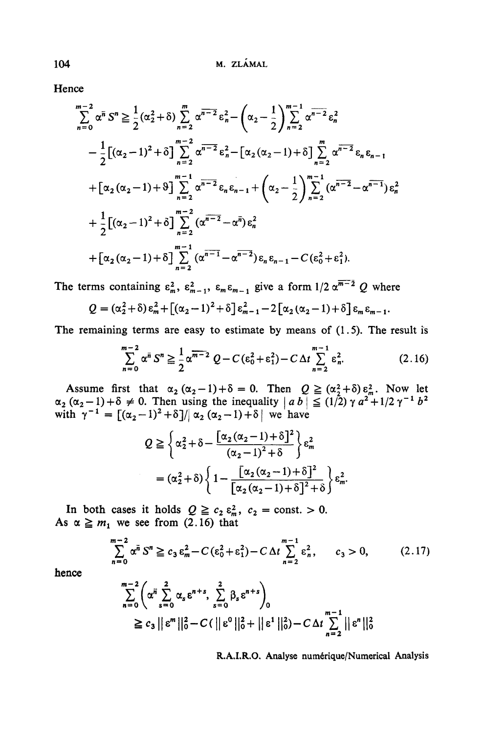Hence

$$
\begin{aligned}
\sum_{n=0}^{m-2} \alpha^{\bar{n}} S^n \geqq & \frac{1}{2}(\alpha_2^2+\delta) \sum_{n=2}^{m} \overline{\alpha^{n-2}} \varepsilon_n^2 - \left(\alpha_2 - \frac{1}{2}\right) \sum_{n=2}^{m-1} \overline{\alpha^{n-2}} \varepsilon_n^2 \\
& - \frac{1}{2}\left[(\alpha_2-1)^2+\delta\right] \sum_{n=2}^{m-2} \overline{\alpha^{n-2}} \varepsilon_n^2 - \left[\alpha_2(\alpha_2-1)+\delta\right] \sum_{n=2}^{m} \overline{\alpha^{n-2}} \varepsilon_n \varepsilon_{n-1} \\
& + \left[\alpha_2(\alpha_2-1)+\vartheta\right] \sum_{n=2}^{m-1} \overline{\alpha^{n-2}} \varepsilon_n \varepsilon_{n-1} + \left(\alpha_2 - \frac{1}{2}\right) \sum_{n=2}^{m-1} (\overline{\alpha^{n-2}} - \overline{\alpha^{n-1}}) \varepsilon_n^2 \\
& + \frac{1}{2}\left[(\alpha_2-1)^2+\delta\right] \sum_{n=2}^{m-2} (\overline{\alpha^{n-2}} - \alpha^{\bar{n}}) \varepsilon_n^2 \\
& + \left[\alpha_2(\alpha_2-1)+\delta\right] \sum_{n=2}^{m-1} (\overline{\alpha^{n-1}} - \overline{\alpha^{n-2}}) \varepsilon_n \varepsilon_{n-1} - C(\varepsilon_0^2+\varepsilon_1^2).
\end{aligned}
$$

The terms containing $\varepsilon_m^2$, $\varepsilon_{m-1}^2$, $\varepsilon_m \varepsilon_{m-1}$ give a form $1/2\, \overline{\alpha^{m-2}}\, Q$ where

$$
Q = (\alpha_2^2+\delta)\varepsilon_m^2 + \left[(\alpha_2-1)^2+\delta\right]\varepsilon_{m-1}^2 - 2\left[\alpha_2(\alpha_2-1)+\delta\right]\varepsilon_m \varepsilon_{m-1}.
$$

The remaining terms are easy to estimate by means of (1.5). The result is

$$
\sum_{n=0}^{m-2} \alpha^{\bar{n}} S^n \geqq \frac{1}{2} \overline{\alpha^{m-2}}\, Q - C(\varepsilon_0^2+\varepsilon_1^2) - C\Delta t \sum_{n=2}^{m-1} \varepsilon_n^2. \tag{2.16}
$$

Assume first that $\alpha_2(\alpha_2-1)+\delta = 0$. Then $Q \geqq (\alpha_2^2+\delta)\varepsilon_m^2$. Now let $\alpha_2(\alpha_2-1)+\delta \neq 0$. Then using the inequality $|a\,b| \leqq (1/2)\,\gamma\, a^2 + 1/2\, \gamma^{-1} b^2$ with $\gamma^{-1} = \left[(\alpha_2-1)^2+\delta\right]/|\alpha_2(\alpha_2-1)+\delta|$ we have

$$
\begin{aligned}
Q & \geqq \left\{\alpha_2^2+\delta - \frac{\left[\alpha_2(\alpha_2-1)+\delta\right]^2}{(\alpha_2-1)^2+\delta}\right\}\varepsilon_m^2 \\
& = (\alpha_2^2+\delta)\left\{1 - \frac{\left[\alpha_2(\alpha_2-1)+\delta\right]^2}{\left[\alpha_2(\alpha_2-1)+\delta\right]^2+\delta}\right\}\varepsilon_m^2.
\end{aligned}
$$

In both cases it holds $Q \geqq c_2\,\varepsilon_m^2$, $c_2 = \text{const.} > 0$.
As $\alpha \geqq m_1$ we see from (2.16) that

$$
\sum_{n=0}^{m-2} \alpha^{\bar{n}} S^n \geqq c_3\,\varepsilon_m^2 - C(\varepsilon_0^2+\varepsilon_1^2) - C\Delta t \sum_{n=2}^{m-1} \varepsilon_n^2, \qquad c_3 > 0, \tag{2.17}
$$

hence

$$
\begin{aligned}
& \sum_{n=0}^{m-2}\left(\alpha^{\bar{n}} \sum_{s=0}^{2} \alpha_s \varepsilon^{n+s}, \sum_{s=0}^{2} \beta_s \varepsilon^{n+s}\right)_0 \\
& \qquad \geqq c_3 \|\varepsilon^m\|_0^2 - C(\|\varepsilon^0\|_0^2 + \|\varepsilon^1\|_0^2) - C\Delta t \sum_{n=2}^{m-1} \|\varepsilon^n\|_0^2
\end{aligned}
$$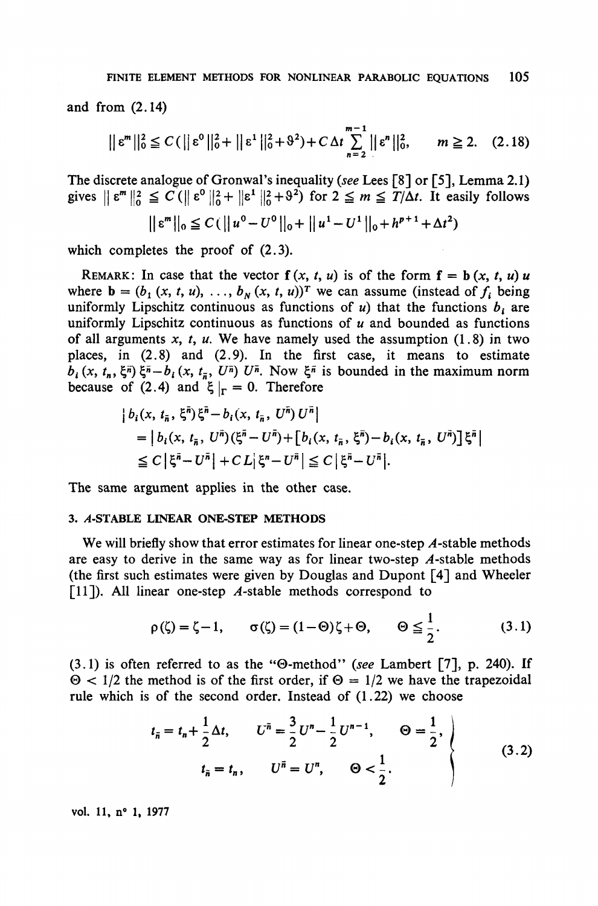and from (2.14)

$$\| \varepsilon^m \|_0^2 \leq C(\| \varepsilon^0 \|_0^2 + \| \varepsilon^1 \|_0^2 + \vartheta^2) + C \Delta t \sum_{n=2}^{m-1} \| \varepsilon^n \|_0^2, \qquad m \geq 2. \quad (2.18)$$

The discrete analogue of Gronwal's inequality (*see* Lees [8] or [5], Lemma 2.1) gives $\| \varepsilon^m \|_0^2 \leq C(\| \varepsilon^0 \|_0^2 + \| \varepsilon^1 \|_0^2 + \vartheta^2)$ for $2 \leq m \leq T/\Delta t$. It easily follows

$$\| \varepsilon^m \|_0 \leq C(\| u^0 - U^0 \|_0 + \| u^1 - U^1 \|_0 + h^{p+1} + \Delta t^2)$$

which completes the proof of (2.3).

REMARK: In case that the vector $\mathbf{f}(x, t, u)$ is of the form $\mathbf{f} = \mathbf{b}(x, t, u) u$ where $\mathbf{b} = (b_1(x, t, u), \ldots, b_N(x, t, u))^T$ we can assume (instead of $f_i$ being uniformly Lipschitz continuous as functions of $u$) that the functions $b_i$ are uniformly Lipschitz continuous as functions of $u$ and bounded as functions of all arguments $x$, $t$, $u$. We have namely used the assumption (1.8) in two places, in (2.8) and (2.9). In the first case, it means to estimate $b_i(x, t_n, \xi^{\bar{n}}) \xi^{\bar{n}} - b_i(x, t_{\bar{n}}, U^{\bar{n}}) U^{\bar{n}}$. Now $\xi^{\bar{n}}$ is bounded in the maximum norm because of (2.4) and $\xi |_\Gamma = 0$. Therefore

$$\begin{aligned} | b_i(x, t_{\bar{n}}, \xi^{\bar{n}}) \xi^{\bar{n}} - b_i(x, t_{\bar{n}}, U^{\bar{n}}) U^{\bar{n}} | \\ = | b_i(x, t_{\bar{n}}, U^{\bar{n}})(\xi^{\bar{n}} - U^{\bar{n}}) + [b_i(x, t_{\bar{n}}, \xi^{\bar{n}}) - b_i(x, t_{\bar{n}}, U^{\bar{n}})] \xi^{\bar{n}} | \\ \leq C | \xi^{\bar{n}} - U^{\bar{n}} | + C L | \xi^n - U^n | \leq C | \xi^{\bar{n}} - U^{\bar{n}} |. \end{aligned}$$

The same argument applies in the other case.

### 3. $A$-STABLE LINEAR ONE-STEP METHODS

We will briefly show that error estimates for linear one-step $A$-stable methods are easy to derive in the same way as for linear two-step $A$-stable methods (the first such estimates were given by Douglas and Dupont [4] and Wheeler [11]). All linear one-step $A$-stable methods correspond to

$$\rho(\zeta) = \zeta - 1, \qquad \sigma(\zeta) = (1 - \Theta)\zeta + \Theta, \qquad \Theta \leq \frac{1}{2}. \quad (3.1)$$

(3.1) is often referred to as the "$\Theta$-method" (*see* Lambert [7], p. 240). If $\Theta < 1/2$ the method is of the first order, if $\Theta = 1/2$ we have the trapezoidal rule which is of the second order. Instead of (1.22) we choose

$$\left. \begin{aligned} t_{\bar{n}} = t_n + \frac{1}{2} \Delta t, \qquad U^{\bar{n}} = \frac{3}{2} U^n - \frac{1}{2} U^{n-1}, \qquad \Theta = \frac{1}{2}, \\ t_{\bar{n}} = t_n, \qquad U^{\bar{n}} = U^n, \qquad \Theta < \frac{1}{2}. \end{aligned} \right\} \quad (3.2)$$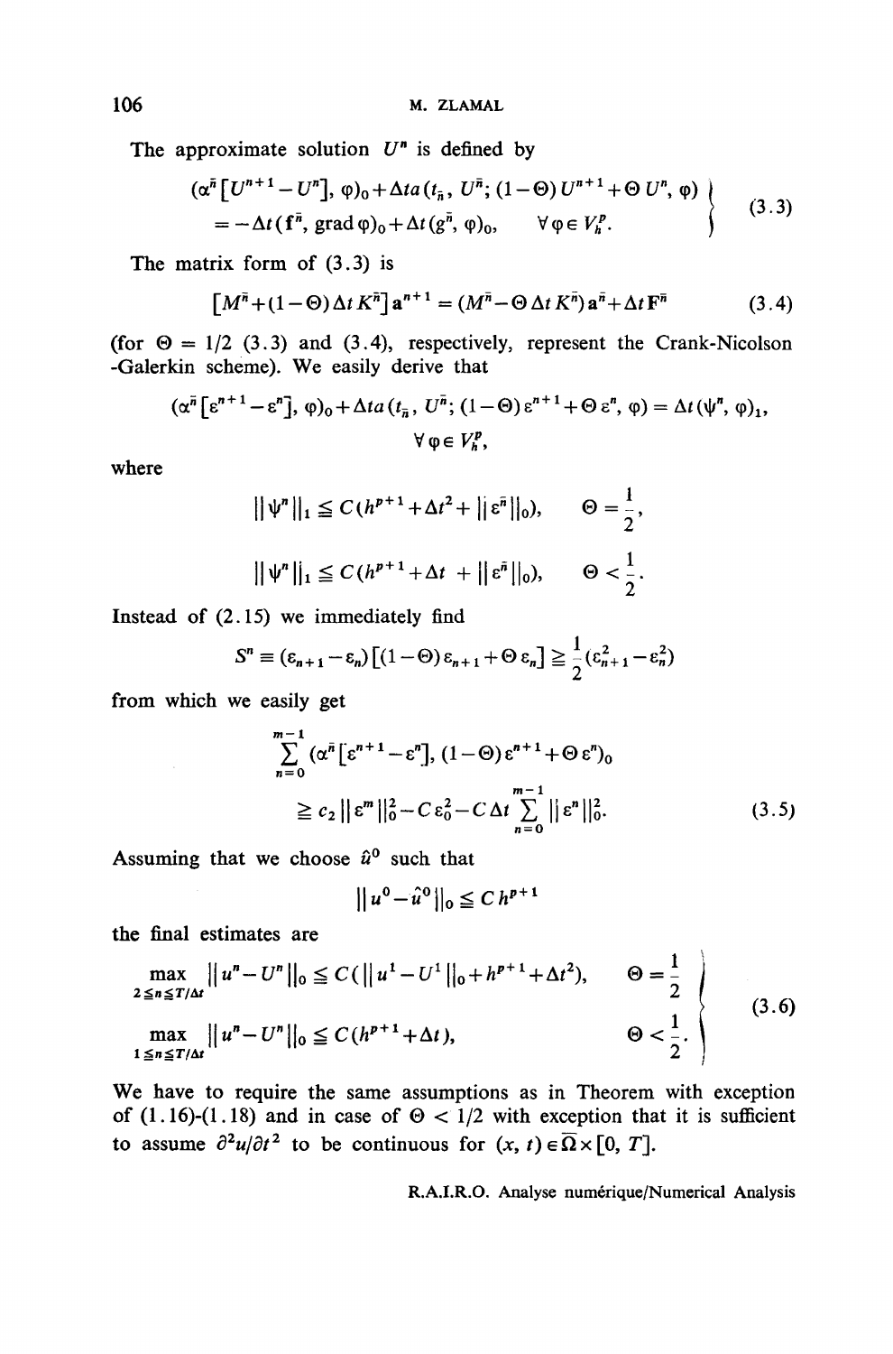The approximate solution $U^n$ is defined by

$$\left.\begin{aligned}&(\alpha^{\bar{n}}[U^{n+1}-U^n],\varphi)_0+\Delta t a(t_{\bar{n}},U^{\bar{n}};(1-\Theta)U^{n+1}+\Theta U^n,\varphi)\\&=-\Delta t(\mathbf{f}^{\bar{n}},\operatorname{grad}\varphi)_0+\Delta t(g^{\bar{n}},\varphi)_0,\qquad\forall\varphi\in V_h^p.\end{aligned}\right\}\tag{3.3}$$

The matrix form of (3.3) is

$$[M^{\bar{n}}+(1-\Theta)\Delta t K^{\bar{n}}]\mathbf{a}^{n+1}=(M^{\bar{n}}-\Theta\Delta t K^{\bar{n}})\mathbf{a}^{\bar{n}}+\Delta t\mathbf{F}^{\bar{n}}\tag{3.4}$$

(for $\Theta = 1/2$ (3.3) and (3.4), respectively, represent the Crank-Nicolson -Galerkin scheme). We easily derive that

$$(\alpha^{\bar{n}}[\varepsilon^{n+1}-\varepsilon^n],\varphi)_0+\Delta t a(t_{\bar{n}},U^{\bar{n}};(1-\Theta)\varepsilon^{n+1}+\Theta\varepsilon^n,\varphi)=\Delta t(\psi^n,\varphi)_1,$$
$$\forall\varphi\in V_h^p,$$

where

$$\|\psi^n\|_1\leqq C(h^{p+1}+\Delta t^2+\|\varepsilon^{\bar{n}}\|_0),\qquad\Theta=\frac{1}{2},$$

$$\|\psi^n\|_1\leqq C(h^{p+1}+\Delta t+\|\varepsilon^{\bar{n}}\|_0),\qquad\Theta<\frac{1}{2}.$$

Instead of (2.15) we immediately find

$$S^n\equiv(\varepsilon_{n+1}-\varepsilon_n)[(1-\Theta)\varepsilon_{n+1}+\Theta\varepsilon_n]\geqq\frac{1}{2}(\varepsilon_{n+1}^2-\varepsilon_n^2)$$

from which we easily get

$$\begin{aligned}&\sum_{n=0}^{m-1}(\alpha^{\bar{n}}[\varepsilon^{n+1}-\varepsilon^n],(1-\Theta)\varepsilon^{n+1}+\Theta\varepsilon^n)_0\\&\geqq c_2\|\varepsilon^m\|_0^2-C\varepsilon_0^2-C\Delta t\sum_{n=0}^{m-1}\|\varepsilon^n\|_0^2.\end{aligned}\tag{3.5}$$

Assuming that we choose $\hat{u}^0$ such that

$$\|u^0-\hat{u}^0\|_0\leqq Ch^{p+1}$$

the final estimates are

$$\left.\begin{aligned}&\max_{2\leqq n\leqq T/\Delta t}\|u^n-U^n\|_0\leqq C(\|u^1-U^1\|_0+h^{p+1}+\Delta t^2),\qquad&\Theta=\frac{1}{2}\\&\max_{1\leqq n\leqq T/\Delta t}\|u^n-U^n\|_0\leqq C(h^{p+1}+\Delta t),&\Theta<\frac{1}{2}.\end{aligned}\right\}\tag{3.6}$$

We have to require the same assumptions as in Theorem with exception of (1.16)-(1.18) and in case of $\Theta < 1/2$ with exception that it is sufficient to assume $\partial^2 u/\partial t^2$ to be continuous for $(x, t) \in \bar{\Omega} \times [0, T]$.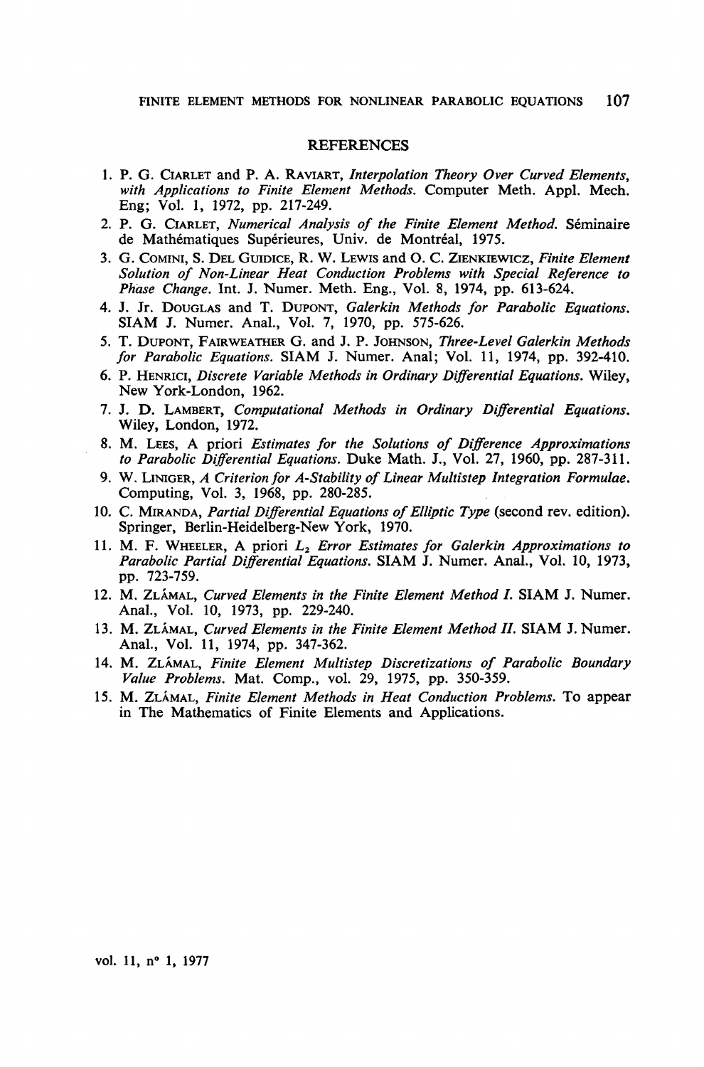## REFERENCES

1. P. G. Ciarlet and P. A. Raviart, *Interpolation Theory Over Curved Elements, with Applications to Finite Element Methods.* Computer Meth. Appl. Mech. Eng; Vol. 1, 1972, pp. 217-249.
2. P. G. Ciarlet, *Numerical Analysis of the Finite Element Method.* Séminaire de Mathématiques Supérieures, Univ. de Montréal, 1975.
3. G. Comini, S. Del Guidice, R. W. Lewis and O. C. Zienkiewicz, *Finite Element Solution of Non-Linear Heat Conduction Problems with Special Reference to Phase Change.* Int. J. Numer. Meth. Eng., Vol. 8, 1974, pp. 613-624.
4. J. Jr. Douglas and T. Dupont, *Galerkin Methods for Parabolic Equations.* SIAM J. Numer. Anal., Vol. 7, 1970, pp. 575-626.
5. T. Dupont, Fairweather G. and J. P. Johnson, *Three-Level Galerkin Methods for Parabolic Equations.* SIAM J. Numer. Anal; Vol. 11, 1974, pp. 392-410.
6. P. Henrici, *Discrete Variable Methods in Ordinary Differential Equations.* Wiley, New York-London, 1962.
7. J. D. Lambert, *Computational Methods in Ordinary Differential Equations.* Wiley, London, 1972.
8. M. Lees, A priori *Estimates for the Solutions of Difference Approximations to Parabolic Differential Equations.* Duke Math. J., Vol. 27, 1960, pp. 287-311.
9. W. Liniger, *A Criterion for A-Stability of Linear Multistep Integration Formulae.* Computing, Vol. 3, 1968, pp. 280-285.
10. C. Miranda, *Partial Differential Equations of Elliptic Type* (second rev. edition). Springer, Berlin-Heidelberg-New York, 1970.
11. M. F. Wheeler, A priori *$L_2$ Error Estimates for Galerkin Approximations to Parabolic Partial Differential Equations.* SIAM J. Numer. Anal., Vol. 10, 1973, pp. 723-759.
12. M. Zlámal, *Curved Elements in the Finite Element Method I.* SIAM J. Numer. Anal., Vol. 10, 1973, pp. 229-240.
13. M. Zlámal, *Curved Elements in the Finite Element Method II.* SIAM J. Numer. Anal., Vol. 11, 1974, pp. 347-362.
14. M. Zlámal, *Finite Element Multistep Discretizations of Parabolic Boundary Value Problems.* Mat. Comp., vol. 29, 1975, pp. 350-359.
15. M. Zlámal, *Finite Element Methods in Heat Conduction Problems.* To appear in The Mathematics of Finite Elements and Applications.